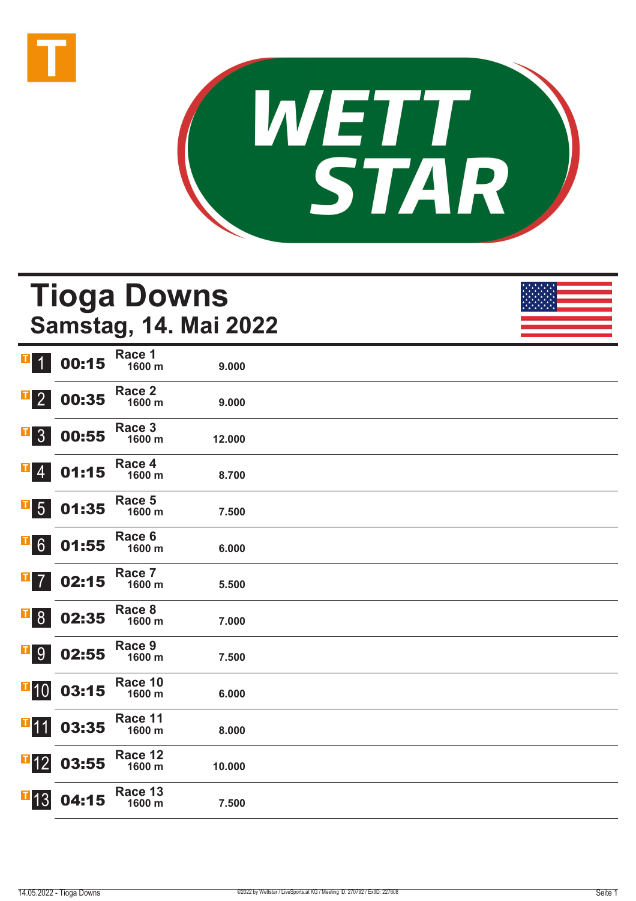# Tioga Downs

## Samstag, 14. Mai 2022

| Nr. | Zeit | Rennen | Distanz | Preisgeld |
|---|---|---|---|---|
| 1 | 00:15 | Race 1 | 1600 m | 9.000 |
| 2 | 00:35 | Race 2 | 1600 m | 9.000 |
| 3 | 00:55 | Race 3 | 1600 m | 12.000 |
| 4 | 01:15 | Race 4 | 1600 m | 8.700 |
| 5 | 01:35 | Race 5 | 1600 m | 7.500 |
| 6 | 01:55 | Race 6 | 1600 m | 6.000 |
| 7 | 02:15 | Race 7 | 1600 m | 5.500 |
| 8 | 02:35 | Race 8 | 1600 m | 7.000 |
| 9 | 02:55 | Race 9 | 1600 m | 7.500 |
| 10 | 03:15 | Race 10 | 1600 m | 6.000 |
| 11 | 03:35 | Race 11 | 1600 m | 8.000 |
| 12 | 03:55 | Race 12 | 1600 m | 10.000 |
| 13 | 04:15 | Race 13 | 1600 m | 7.500 |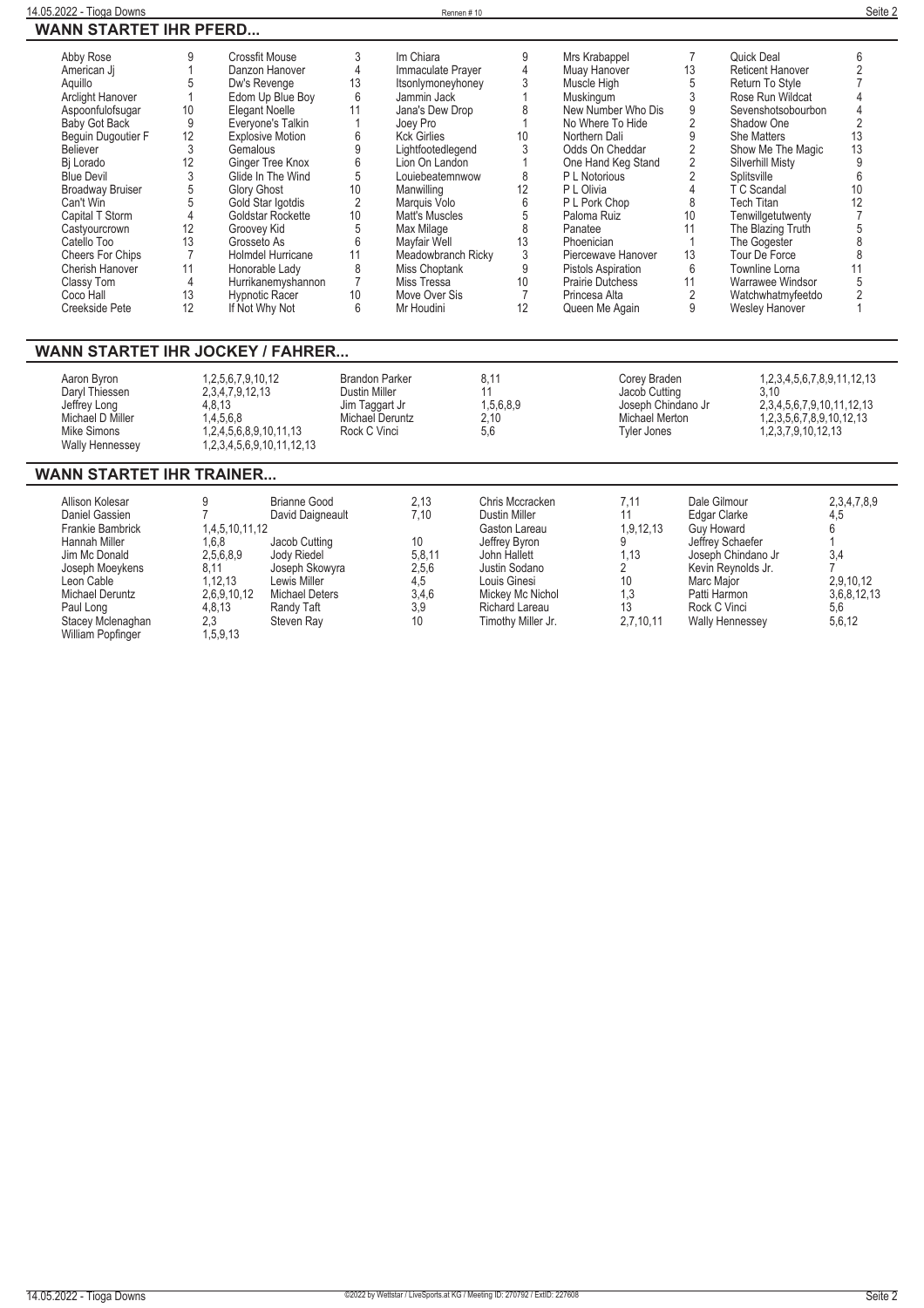## WANN STARTET IHR PFERD...

| Pferd | Rennen | Pferd | Rennen | Pferd | Rennen | Pferd | Rennen | Pferd | Rennen |
|---|---|---|---|---|---|---|---|---|---|
| Abby Rose | 9 | Crossfit Mouse | 3 | Im Chiara | 9 | Mrs Krabappel | 7 | Quick Deal | 6 |
| American Jj | 1 | Danzon Hanover | 4 | Immaculate Prayer | 4 | Muay Hanover | 13 | Reticent Hanover | 2 |
| Aquillo | 5 | Dw's Revenge | 13 | Itsonlymoneyhoney | 3 | Muscle High | 5 | Return To Style | 7 |
| Arclight Hanover | 1 | Edom Up Blue Boy | 6 | Jammin Jack | 1 | Muskingum | 3 | Rose Run Wildcat | 4 |
| Aspoonfulofsugar | 10 | Elegant Noelle | 11 | Jana's Dew Drop | 8 | New Number Who Dis | 9 | Sevenshotsobourbon | 4 |
| Baby Got Back | 9 | Everyone's Talkin | 1 | Joey Pro | 1 | No Where To Hide | 2 | Shadow One | 2 |
| Beguin Dugoutier F | 12 | Explosive Motion | 6 | Kck Girlies | 10 | Northern Dali | 9 | She Matters | 13 |
| Believer | 3 | Gemalous | 9 | Lightfootedlegend | 3 | Odds On Cheddar | 2 | Show Me The Magic | 13 |
| Bj Lorado | 12 | Ginger Tree Knox | 6 | Lion On Landon | 1 | One Hand Keg Stand | 2 | Silverhill Misty | 9 |
| Blue Devil | 3 | Glide In The Wind | 5 | Louiebeatemnwow | 8 | P L Notorious | 2 | Splitsville | 6 |
| Broadway Bruiser | 5 | Glory Ghost | 10 | Manwilling | 12 | P L Olivia | 4 | T C Scandal | 10 |
| Can't Win | 5 | Gold Star Igotdis | 2 | Marquis Volo | 6 | P L Pork Chop | 8 | Tech Titan | 12 |
| Capital T Storm | 4 | Goldstar Rockette | 10 | Matt's Muscles | 5 | Paloma Ruiz | 10 | Tenwillgetutwenty | 7 |
| Castyourcrown | 12 | Groovey Kid | 5 | Max Milage | 8 | Panatee | 11 | The Blazing Truth | 5 |
| Catello Too | 13 | Grosseto As | 6 | Mayfair Well | 13 | Phoenician | 1 | The Gogester | 8 |
| Cheers For Chips | 7 | Holmdel Hurricane | 11 | Meadowbranch Ricky | 3 | Piercewave Hanover | 13 | Tour De Force | 8 |
| Cherish Hanover | 11 | Honorable Lady | 8 | Miss Choptank | 9 | Pistols Aspiration | 6 | Townline Lorna | 11 |
| Classy Tom | 4 | Hurrikanemyshannon | 7 | Miss Tressa | 10 | Prairie Dutchess | 11 | Warrawee Windsor | 5 |
| Coco Hall | 13 | Hypnotic Racer | 10 | Move Over Sis | 7 | Princesa Alta | 2 | Watchwhatmyfeetdo | 2 |
| Creekside Pete | 12 | If Not Why Not | 6 | Mr Houdini | 12 | Queen Me Again | 9 | Wesley Hanover | 1 |

## WANN STARTET IHR JOCKEY / FAHRER...

| Fahrer | Rennen | Fahrer | Rennen | Fahrer | Rennen |
|---|---|---|---|---|---|
| Aaron Byron | 1,2,5,6,7,9,10,12 | Brandon Parker | 8,11 | Corey Braden | 1,2,3,4,5,6,7,8,9,11,12,13 |
| Daryl Thiessen | 2,3,4,7,9,12,13 | Dustin Miller | 11 | Jacob Cutting | 3,10 |
| Jeffrey Long | 4,8,13 | Jim Taggart Jr | 1,5,6,8,9 | Joseph Chindano Jr | 2,3,4,5,6,7,9,10,11,12,13 |
| Michael D Miller | 1,4,5,6,8 | Michael Deruntz | 2,10 | Michael Merton | 1,2,3,5,6,7,8,9,10,12,13 |
| Mike Simons | 1,2,4,5,6,8,9,10,11,13 | Rock C Vinci | 5,6 | Tyler Jones | 1,2,3,7,9,10,12,13 |
| Wally Hennessey | 1,2,3,4,5,6,9,10,11,12,13 | | | | |

## WANN STARTET IHR TRAINER...

| Trainer | Rennen | Trainer | Rennen | Trainer | Rennen | Trainer | Rennen |
|---|---|---|---|---|---|---|---|
| Allison Kolesar | 9 | Brianne Good | 2,13 | Chris Mccracken | 7,11 | Dale Gilmour | 2,3,4,7,8,9 |
| Daniel Gassien | 7 | David Daigneault | 7,10 | Dustin Miller | 11 | Edgar Clarke | 4,5 |
| Frankie Bambrick | 1,4,5,10,11,12 | | | Gaston Lareau | 1,9,12,13 | Guy Howard | 6 |
| Hannah Miller | 1,6,8 | Jacob Cutting | 10 | Jeffrey Byron | 9 | Jeffrey Schaefer | 1 |
| Jim Mc Donald | 2,5,6,8,9 | Jody Riedel | 5,8,11 | John Hallett | 1,13 | Joseph Chindano Jr | 3,4 |
| Joseph Moeykens | 8,11 | Joseph Skowyra | 2,5,6 | Justin Sodano | 2 | Kevin Reynolds Jr. | 7 |
| Leon Cable | 1,12,13 | Lewis Miller | 4,5 | Louis Ginesi | 10 | Marc Major | 2,9,10,12 |
| Michael Deruntz | 2,6,9,10,12 | Michael Deters | 3,4,6 | Mickey Mc Nichol | 1,3 | Patti Harmon | 3,6,8,12,13 |
| Paul Long | 4,8,13 | Randy Taft | 3,9 | Richard Lareau | 13 | Rock C Vinci | 5,6 |
| Stacey Mclenaghan | 2,3 | Steven Ray | 10 | Timothy Miller Jr. | 2,7,10,11 | Wally Hennessey | 5,6,12 |
| William Popfinger | 1,5,9,13 | | | | | | |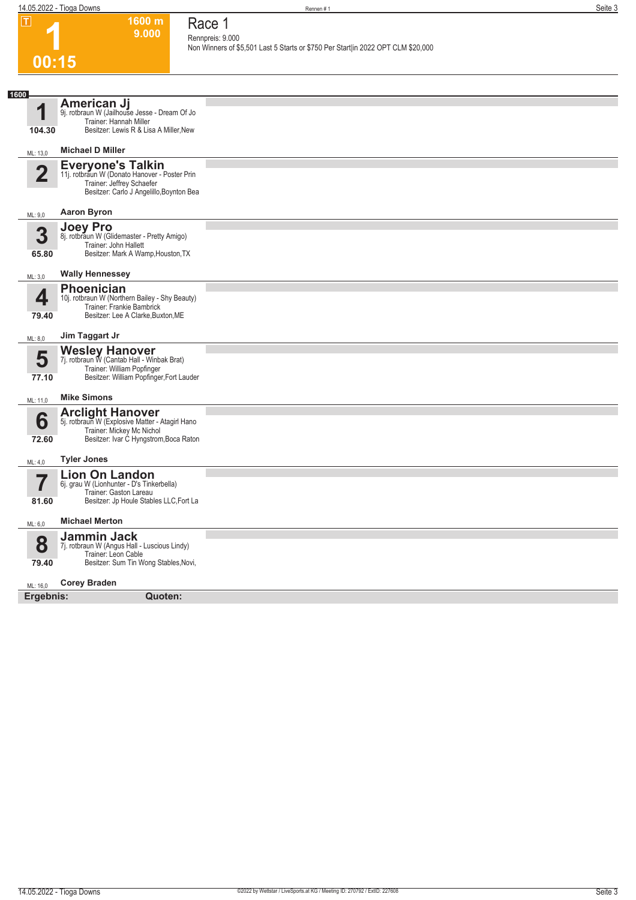# Race 1

**1** — 1600 m — 9.000 — 00:15

Rennpreis: 9.000
Non Winners of $5,501 Last 5 Starts or $750 Per Start|in 2022 OPT CLM $20,000

**1600**

**1 American Jj** — 104.30
9j. rotbraun W (Jailhouse Jesse - Dream Of Jo
Trainer: Hannah Miller
Besitzer: Lewis R & Lisa A Miller,New
ML: 13,0 — **Michael D Miller**

**2 Everyone's Talkin**
11j. rotbraun W (Donato Hanover - Poster Prin
Trainer: Jeffrey Schaefer
Besitzer: Carlo J Angelillo,Boynton Bea
ML: 9,0 — **Aaron Byron**

**3 Joey Pro** — 65.80
8j. rotbraun W (Glidemaster - Pretty Amigo)
Trainer: John Hallett
Besitzer: Mark A Wamp,Houston,TX
ML: 3,0 — **Wally Hennessey**

**4 Phoenician** — 79.40
10j. rotbraun W (Northern Bailey - Shy Beauty)
Trainer: Frankie Bambrick
Besitzer: Lee A Clarke,Buxton,ME
ML: 8,0 — **Jim Taggart Jr**

**5 Wesley Hanover** — 77.10
7j. rotbraun W (Cantab Hall - Winbak Brat)
Trainer: William Popfinger
Besitzer: William Popfinger,Fort Lauder
ML: 11,0 — **Mike Simons**

**6 Arclight Hanover** — 72.60
5j. rotbraun W (Explosive Matter - Atagirl Hano
Trainer: Mickey Mc Nichol
Besitzer: Ivar C Hyngstrom,Boca Raton
ML: 4,0 — **Tyler Jones**

**7 Lion On Landon** — 81.60
6j. grau W (Lionhunter - D's Tinkerbella)
Trainer: Gaston Lareau
Besitzer: Jp Houle Stables LLC,Fort La
ML: 6,0 — **Michael Merton**

**8 Jammin Jack** — 79.40
7j. rotbraun W (Angus Hall - Luscious Lindy)
Trainer: Leon Cable
Besitzer: Sum Tin Wong Stables,Novi,
ML: 16,0 — **Corey Braden**

**Ergebnis:** **Quoten:**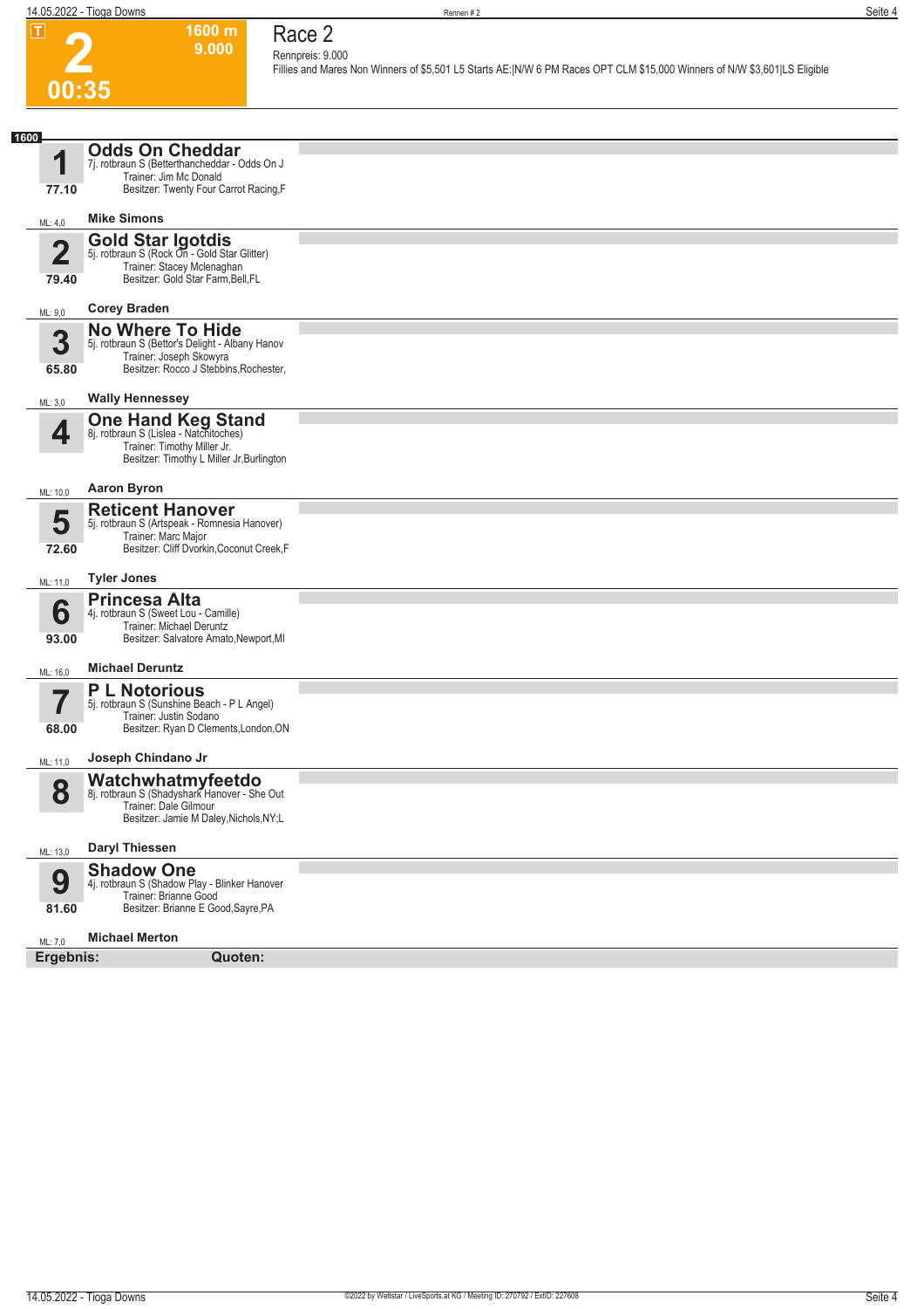**T**

# 2

**00:35**

**1600 m**
**9.000**

## Race 2

Rennpreis: 9.000

Fillies and Mares Non Winners of $5,501 L5 Starts AE:|N/W 6 PM Races OPT CLM $15,000 Winners of N/W $3,601|LS Eligible

**1600**

| Nr. | Pferd | Fahrer | ML |
|---|---|---|---|
| **1** (77.10) | **Odds On Cheddar**<br>7j. rotbraun S (Betterthancheddar - Odds On J<br>Trainer: Jim Mc Donald<br>Besitzer: Twenty Four Carrot Racing,F | **Mike Simons** | ML: 4,0 |
| **2** (79.40) | **Gold Star Igotdis**<br>5j. rotbraun S (Rock On - Gold Star Glitter)<br>Trainer: Stacey Mclenaghan<br>Besitzer: Gold Star Farm,Bell,FL | **Corey Braden** | ML: 9,0 |
| **3** (65.80) | **No Where To Hide**<br>5j. rotbraun S (Bettor's Delight - Albany Hanov<br>Trainer: Joseph Skowyra<br>Besitzer: Rocco J Stebbins,Rochester, | **Wally Hennessey** | ML: 3,0 |
| **4** | **One Hand Keg Stand**<br>8j. rotbraun S (Lislea - Natchitoches)<br>Trainer: Timothy Miller Jr.<br>Besitzer: Timothy L Miller Jr,Burlington | **Aaron Byron** | ML: 10,0 |
| **5** (72.60) | **Reticent Hanover**<br>5j. rotbraun S (Artspeak - Romnesia Hanover)<br>Trainer: Marc Major<br>Besitzer: Cliff Dvorkin,Coconut Creek,F | **Tyler Jones** | ML: 11,0 |
| **6** (93.00) | **Princesa Alta**<br>4j. rotbraun S (Sweet Lou - Camille)<br>Trainer: Michael Deruntz<br>Besitzer: Salvatore Amato,Newport,MI | **Michael Deruntz** | ML: 16,0 |
| **7** (68.00) | **P L Notorious**<br>5j. rotbraun S (Sunshine Beach - P L Angel)<br>Trainer: Justin Sodano<br>Besitzer: Ryan D Clements,London,ON | **Joseph Chindano Jr** | ML: 11,0 |
| **8** | **Watchwhatmyfeetdo**<br>8j. rotbraun S (Shadyshark Hanover - She Out<br>Trainer: Dale Gilmour<br>Besitzer: Jamie M Daley,Nichols,NY;L | **Daryl Thiessen** | ML: 13,0 |
| **9** (81.60) | **Shadow One**<br>4j. rotbraun S (Shadow Play - Blinker Hanover<br>Trainer: Brianne Good<br>Besitzer: Brianne E Good,Sayre,PA | **Michael Merton** | ML: 7,0 |

**Ergebnis:** **Quoten:**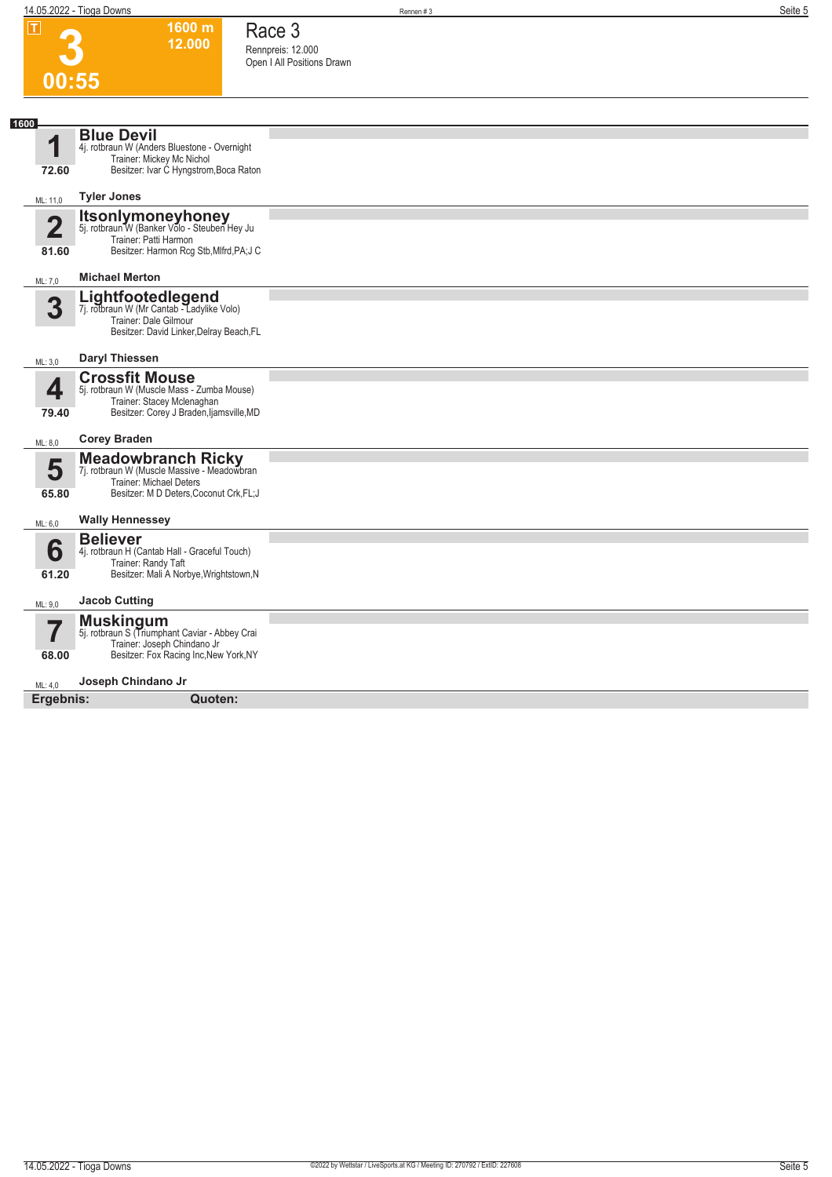# 3

**1600 m**
**12.000**

**00:55**

## Race 3

Rennpreis: 12.000
Open I All Positions Drawn

**1600**

**1** — **Blue Devil**
4j. rotbraun W (Anders Bluestone - Overnight
Trainer: Mickey Mc Nichol
Besitzer: Ivar C Hyngstrom,Boca Raton
72.60
ML: 11,0 — **Tyler Jones**

**2** — **Itsonlymoneyhoney**
5j. rotbraun W (Banker Volo - Steuben Hey Ju
Trainer: Patti Harmon
Besitzer: Harmon Rcg Stb,Mlfrd,PA;J C
81.60
ML: 7,0 — **Michael Merton**

**3** — **Lightfootedlegend**
7j. rotbraun W (Mr Cantab - Ladylike Volo)
Trainer: Dale Gilmour
Besitzer: David Linker,Delray Beach,FL
ML: 3,0 — **Daryl Thiessen**

**4** — **Crossfit Mouse**
5j. rotbraun W (Muscle Mass - Zumba Mouse)
Trainer: Stacey Mclenaghan
Besitzer: Corey J Braden,Ijamsville,MD
79.40
ML: 8,0 — **Corey Braden**

**5** — **Meadowbranch Ricky**
7j. rotbraun W (Muscle Massive - Meadowbran
Trainer: Michael Deters
Besitzer: M D Deters,Coconut Crk,FL;J
65.80
ML: 6,0 — **Wally Hennessey**

**6** — **Believer**
4j. rotbraun H (Cantab Hall - Graceful Touch)
Trainer: Randy Taft
Besitzer: Mali A Norbye,Wrightstown,N
61.20
ML: 9,0 — **Jacob Cutting**

**7** — **Muskingum**
5j. rotbraun S (Triumphant Caviar - Abbey Crai
Trainer: Joseph Chindano Jr
Besitzer: Fox Racing Inc,New York,NY
68.00
ML: 4,0 — **Joseph Chindano Jr**

**Ergebnis:** **Quoten:**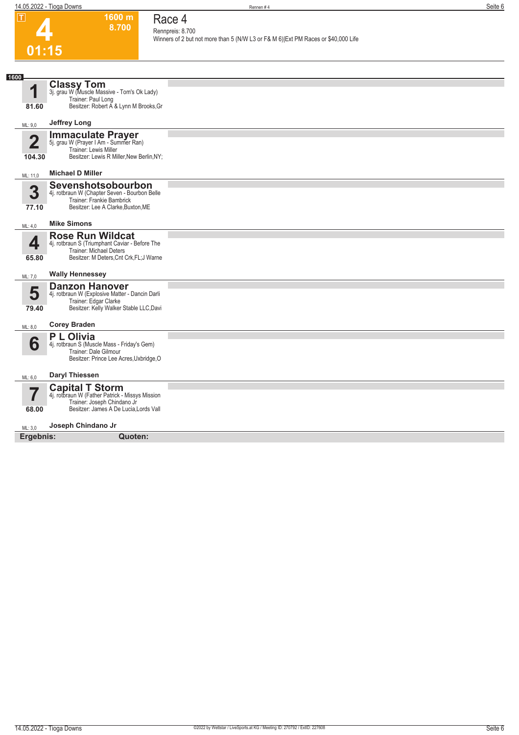# Race 4

**4** | **01:15** | 1600 m | 8.700

Rennpreis: 8.700

Winners of 2 but not more than 5 (N/W L3 or F& M 6)|Ext PM Races or $40,000 Life

**1600**

## 1 Classy Tom
3j. grau W (Muscle Massive - Tom's Ok Lady)
Trainer: Paul Long
Besitzer: Robert A & Lynn M Brooks,Gr
**81.60**
ML: 9,0 — **Jeffrey Long**

## 2 Immaculate Prayer
5j. grau W (Prayer I Am - Summer Ran)
Trainer: Lewis Miller
Besitzer: Lewis R Miller,New Berlin,NY;
**104.30**
ML: 11,0 — **Michael D Miller**

## 3 Sevenshotsobourbon
4j. rotbraun W (Chapter Seven - Bourbon Belle
Trainer: Frankie Bambrick
Besitzer: Lee A Clarke,Buxton,ME
**77.10**
ML: 4,0 — **Mike Simons**

## 4 Rose Run Wildcat
4j. rotbraun S (Triumphant Caviar - Before The
Trainer: Michael Deters
Besitzer: M Deters,Cnt Crk,FL;J Warne
**65.80**
ML: 7,0 — **Wally Hennessey**

## 5 Danzon Hanover
4j. rotbraun W (Explosive Matter - Dancin Darli
Trainer: Edgar Clarke
Besitzer: Kelly Walker Stable LLC,Davi
**79.40**
ML: 8,0 — **Corey Braden**

## 6 P L Olivia
4j. rotbraun S (Muscle Mass - Friday's Gem)
Trainer: Dale Gilmour
Besitzer: Prince Lee Acres,Uxbridge,O
ML: 6,0 — **Daryl Thiessen**

## 7 Capital T Storm
4j. rotbraun W (Father Patrick - Missys Mission
Trainer: Joseph Chindano Jr
Besitzer: James A De Lucia,Lords Vall
**68.00**
ML: 3,0 — **Joseph Chindano Jr**

**Ergebnis:** **Quoten:**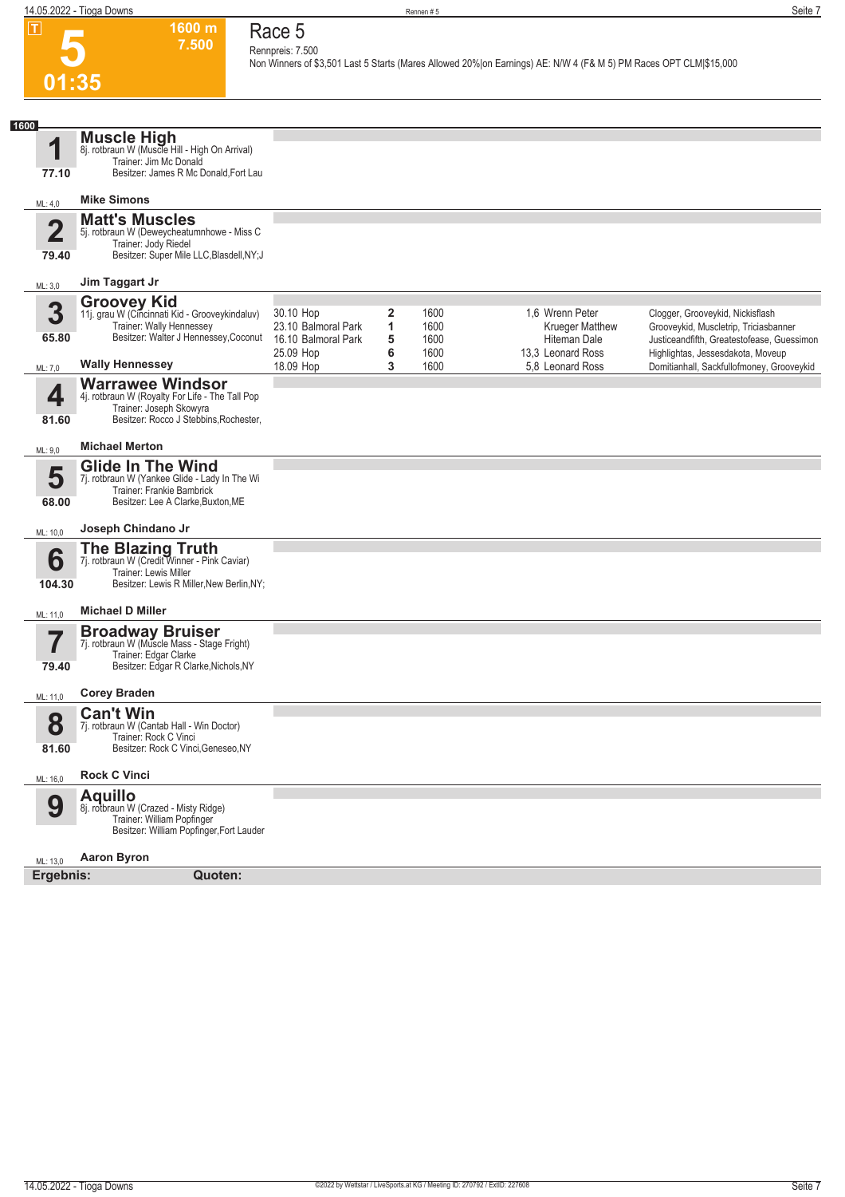# Race 5

**5** — 1600 m — 7.500 — 01:35

Rennpreis: 7.500

Non Winners of $3,501 Last 5 Starts (Mares Allowed 20%|on Earnings) AE: N/W 4 (F& M 5) PM Races OPT CLM|$15,000

**1600**

## 1 Muscle High
8j. rotbraun W (Muscle Hill - High On Arrival)
Trainer: Jim Mc Donald
Besitzer: James R Mc Donald,Fort Lau
77.10
ML: 4,0 — **Mike Simons**

## 2 Matt's Muscles
5j. rotbraun W (Deweycheatumnhowe - Miss C
Trainer: Jody Riedel
Besitzer: Super Mile LLC,Blasdell,NY;J
79.40
ML: 3,0 — **Jim Taggart Jr**

## 3 Groovey Kid
11j. grau W (Cincinnati Kid - Grooveykindaluv)
Trainer: Wally Hennessey
Besitzer: Walter J Hennessey,Coconut
65.80
ML: 7,0 — **Wally Hennessey**

| Datum | Bahn | Platz | Distanz | Quote | Fahrer | Einlauf |
|---|---|---|---|---|---|---|
| 30.10 | Hop | 2 | 1600 | 1,6 | Wrenn Peter | Clogger, Grooveykid, Nickisflash |
| 23.10 | Balmoral Park | 1 | 1600 | | Krueger Matthew | Grooveykid, Muscletrip, Triciasbanner |
| 16.10 | Balmoral Park | 5 | 1600 | | Hiteman Dale | Justiceandfifth, Greatestofease, Guessimon |
| 25.09 | Hop | 6 | 1600 | 13,3 | Leonard Ross | Highlightas, Jessesdakota, Moveup |
| 18.09 | Hop | 3 | 1600 | 5,8 | Leonard Ross | Domitianhall, Sackfullofmoney, Grooveykid |

## 4 Warrawee Windsor
4j. rotbraun W (Royalty For Life - The Tall Pop
Trainer: Joseph Skowyra
Besitzer: Rocco J Stebbins,Rochester,
81.60
ML: 9,0 — **Michael Merton**

## 5 Glide In The Wind
7j. rotbraun W (Yankee Glide - Lady In The Wi
Trainer: Frankie Bambrick
Besitzer: Lee A Clarke,Buxton,ME
68.00
ML: 10,0 — **Joseph Chindano Jr**

## 6 The Blazing Truth
7j. rotbraun W (Credit Winner - Pink Caviar)
Trainer: Lewis Miller
Besitzer: Lewis R Miller,New Berlin,NY;
104.30
ML: 11,0 — **Michael D Miller**

## 7 Broadway Bruiser
7j. rotbraun W (Muscle Mass - Stage Fright)
Trainer: Edgar Clarke
Besitzer: Edgar R Clarke,Nichols,NY
79.40
ML: 11,0 — **Corey Braden**

## 8 Can't Win
7j. rotbraun W (Cantab Hall - Win Doctor)
Trainer: Rock C Vinci
Besitzer: Rock C Vinci,Geneseo,NY
81.60
ML: 16,0 — **Rock C Vinci**

## 9 Aquillo
8j. rotbraun W (Crazed - Misty Ridge)
Trainer: William Popfinger
Besitzer: William Popfinger,Fort Lauder
ML: 13,0 — **Aaron Byron**

**Ergebnis:** **Quoten:**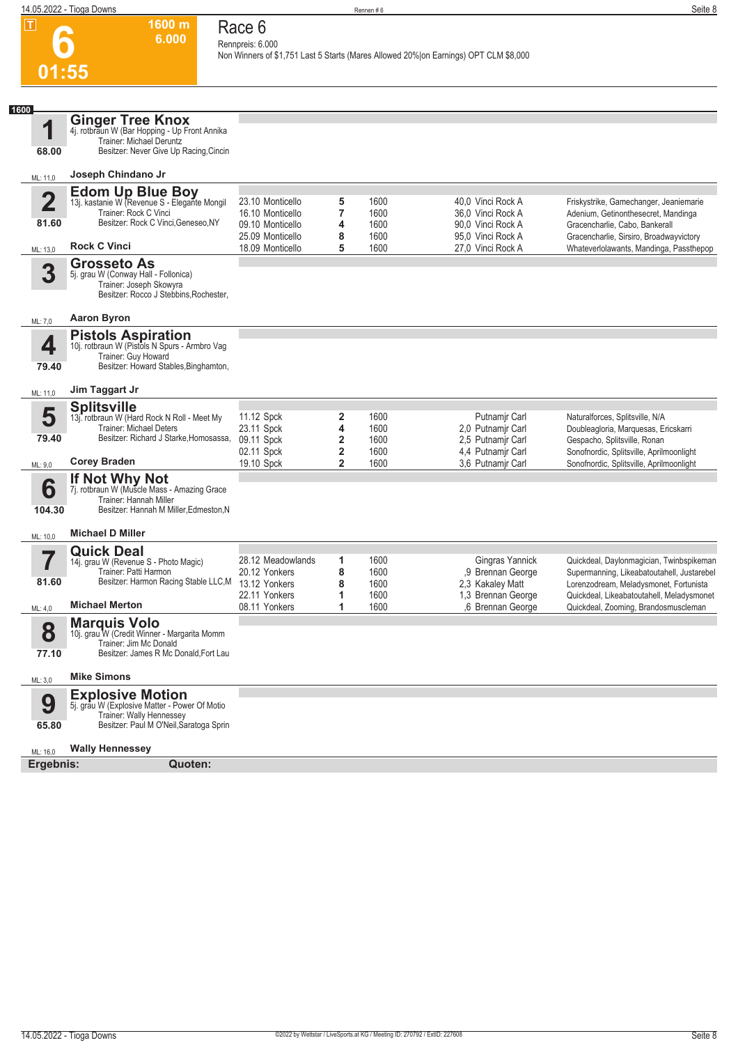# 6

1600 m
6.000

01:55

## Race 6

Rennpreis: 6.000

Non Winners of $1,751 Last 5 Starts (Mares Allowed 20%|on Earnings) OPT CLM $8,000

**1600**

### 1 Ginger Tree Knox
4j. rotbraun W (Bar Hopping - Up Front Annika
Trainer: Michael Deruntz
Besitzer: Never Give Up Racing,Cincin
68.00
ML: 11,0
**Joseph Chindano Jr**

### 2 Edom Up Blue Boy
13j. kastanie W (Revenue S - Elegante Mongil
Trainer: Rock C Vinci
Besitzer: Rock C Vinci,Geneseo,NY
81.60
ML: 13,0
**Rock C Vinci**

| Datum | Bahn | Platz | Distanz | Quote / Fahrer | Einlauf |
|---|---|---|---|---|---|
| 23.10 | Monticello | 5 | 1600 | 40,0 Vinci Rock A | Friskystrike, Gamechanger, Jeaniemarie |
| 16.10 | Monticello | 7 | 1600 | 36,0 Vinci Rock A | Adenium, Getinonthesecret, Mandinga |
| 09.10 | Monticello | 4 | 1600 | 90,0 Vinci Rock A | Gracencharlie, Cabo, Bankerall |
| 25.09 | Monticello | 8 | 1600 | 95,0 Vinci Rock A | Gracencharlie, Sirsiro, Broadwayvictory |
| 18.09 | Monticello | 5 | 1600 | 27,0 Vinci Rock A | Whateverlolawants, Mandinga, Passthepop |

### 3 Grosseto As
5j. grau W (Conway Hall - Follonica)
Trainer: Joseph Skowyra
Besitzer: Rocco J Stebbins,Rochester,
ML: 7,0
**Aaron Byron**

### 4 Pistols Aspiration
10j. rotbraun W (Pistols N Spurs - Armbro Vag
Trainer: Guy Howard
Besitzer: Howard Stables,Binghamton,
79.40
ML: 11,0
**Jim Taggart Jr**

### 5 Splitsville
13j. rotbraun W (Hard Rock N Roll - Meet My
Trainer: Michael Deters
Besitzer: Richard J Starke,Homosassa,
79.40
ML: 9,0
**Corey Braden**

| Datum | Bahn | Platz | Distanz | Quote / Fahrer | Einlauf |
|---|---|---|---|---|---|
| 11.12 | Spck | 2 | 1600 | Putnamjr Carl | Naturalforces, Splitsville, N/A |
| 23.11 | Spck | 4 | 1600 | 2,0 Putnamjr Carl | Doubleagloria, Marquesas, Ericskarri |
| 09.11 | Spck | 2 | 1600 | 2,5 Putnamjr Carl | Gespacho, Splitsville, Ronan |
| 02.11 | Spck | 2 | 1600 | 4,4 Putnamjr Carl | Sonofnordic, Splitsville, Aprilmoonlight |
| 19.10 | Spck | 2 | 1600 | 3,6 Putnamjr Carl | Sonofnordic, Splitsville, Aprilmoonlight |

### 6 If Not Why Not
7j. rotbraun W (Muscle Mass - Amazing Grace
Trainer: Hannah Miller
Besitzer: Hannah M Miller,Edmeston,N
104.30
ML: 10,0
**Michael D Miller**

### 7 Quick Deal
14j. grau W (Revenue S - Photo Magic)
Trainer: Patti Harmon
Besitzer: Harmon Racing Stable LLC,M
81.60
ML: 4,0
**Michael Merton**

| Datum | Bahn | Platz | Distanz | Quote / Fahrer | Einlauf |
|---|---|---|---|---|---|
| 28.12 | Meadowlands | 1 | 1600 | Gingras Yannick | Quickdeal, Daylonmagician, Twinbspikeman |
| 20.12 | Yonkers | 8 | 1600 | ,9 Brennan George | Supermanning, Likeabatoutahell, Justarebel |
| 13.12 | Yonkers | 8 | 1600 | 2,3 Kakaley Matt | Lorenzodream, Meladysmonet, Fortunista |
| 22.11 | Yonkers | 1 | 1600 | 1,3 Brennan George | Quickdeal, Likeabatoutahell, Meladysmonet |
| 08.11 | Yonkers | 1 | 1600 | ,6 Brennan George | Quickdeal, Zooming, Brandosmuscleman |

### 8 Marquis Volo
10j. grau W (Credit Winner - Margarita Momm
Trainer: Jim Mc Donald
Besitzer: James R Mc Donald,Fort Lau
77.10
ML: 3,0
**Mike Simons**

### 9 Explosive Motion
5j. grau W (Explosive Matter - Power Of Motio
Trainer: Wally Hennessey
Besitzer: Paul M O'Neil,Saratoga Sprin
65.80
ML: 16,0
**Wally Hennessey**

**Ergebnis:** **Quoten:**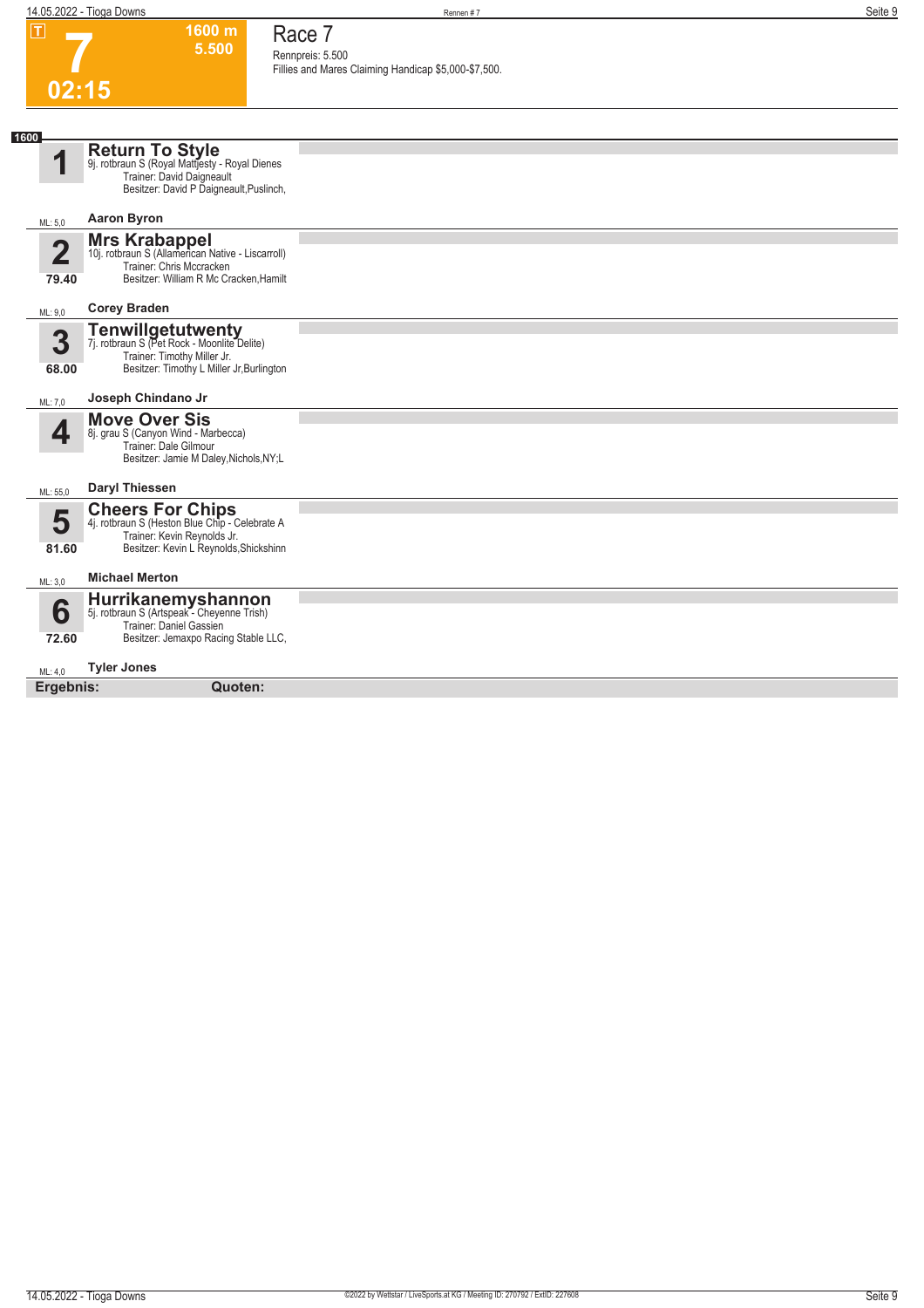**T**

# 7

**02:15**

**1600 m**
**5.500**

## Race 7

Rennpreis: 5.500
Fillies and Mares Claiming Handicap $5,000-$7,500.

**1600**

### 1 Return To Style
9j. rotbraun S (Royal Mattjesty - Royal Dienes
Trainer: David Daigneault
Besitzer: David P Daigneault,Puslinch,

ML: 5,0 — **Aaron Byron**

### 2 Mrs Krabappel
10j. rotbraun S (Allamerican Native - Liscarroll)
Trainer: Chris Mccracken
Besitzer: William R Mc Cracken,Hamilt

79.40

ML: 9,0 — **Corey Braden**

### 3 Tenwillgetutwenty
7j. rotbraun S (Pet Rock - Moonlite Delite)
Trainer: Timothy Miller Jr.
Besitzer: Timothy L Miller Jr,Burlington

68.00

ML: 7,0 — **Joseph Chindano Jr**

### 4 Move Over Sis
8j. grau S (Canyon Wind - Marbecca)
Trainer: Dale Gilmour
Besitzer: Jamie M Daley,Nichols,NY;L

ML: 55,0 — **Daryl Thiessen**

### 5 Cheers For Chips
4j. rotbraun S (Heston Blue Chip - Celebrate A
Trainer: Kevin Reynolds Jr.
Besitzer: Kevin L Reynolds,Shickshinn

81.60

ML: 3,0 — **Michael Merton**

### 6 Hurrikanemyshannon
5j. rotbraun S (Artspeak - Cheyenne Trish)
Trainer: Daniel Gassien
Besitzer: Jemaxpo Racing Stable LLC,

72.60

ML: 4,0 — **Tyler Jones**

**Ergebnis:** **Quoten:**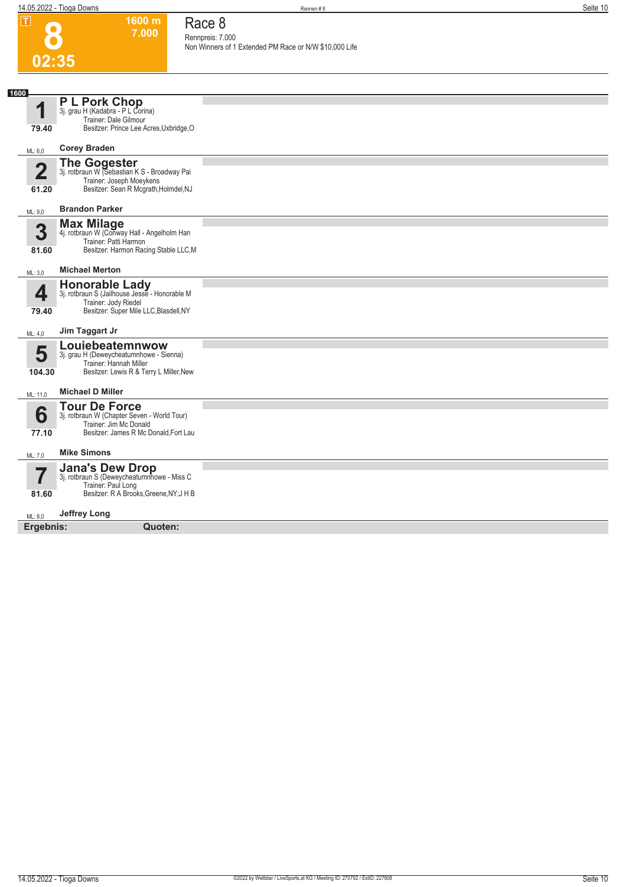# 8

**1600 m**
**7.000**

**02:35**

## Race 8

Rennpreis: 7.000
Non Winners of 1 Extended PM Race or N/W $10,000 Life

**1600**

| Nr. | Pferd | Fahrer |
|---|---|---|
| **1** (79.40) ML: 6,0 | **P L Pork Chop**, 3j. grau H (Kadabra - P L Corina), Trainer: Dale Gilmour, Besitzer: Prince Lee Acres,Uxbridge,O | **Corey Braden** |
| **2** (61.20) ML: 9,0 | **The Gogester**, 3j. rotbraun W (Sebastian K S - Broadway Pai, Trainer: Joseph Moeykens, Besitzer: Sean R Mcgrath,Holmdel,NJ | **Brandon Parker** |
| **3** (81.60) ML: 3,0 | **Max Milage**, 4j. rotbraun W (Conway Hall - Angelholm Han, Trainer: Patti Harmon, Besitzer: Harmon Racing Stable LLC,M | **Michael Merton** |
| **4** (79.40) ML: 4,0 | **Honorable Lady**, 3j. rotbraun S (Jailhouse Jesse - Honorable M, Trainer: Jody Riedel, Besitzer: Super Mile LLC,Blasdell,NY | **Jim Taggart Jr** |
| **5** (104.30) ML: 11,0 | **Louiebeatemnwow**, 3j. grau H (Deweycheatumnhowe - Sienna), Trainer: Hannah Miller, Besitzer: Lewis R & Terry L Miller,New | **Michael D Miller** |
| **6** (77.10) ML: 7,0 | **Tour De Force**, 3j. rotbraun W (Chapter Seven - World Tour), Trainer: Jim Mc Donald, Besitzer: James R Mc Donald,Fort Lau | **Mike Simons** |
| **7** (81.60) ML: 8,0 | **Jana's Dew Drop**, 3j. rotbraun S (Deweycheatumnhowe - Miss C, Trainer: Paul Long, Besitzer: R A Brooks,Greene,NY;J H B | **Jeffrey Long** |

**Ergebnis:** **Quoten:**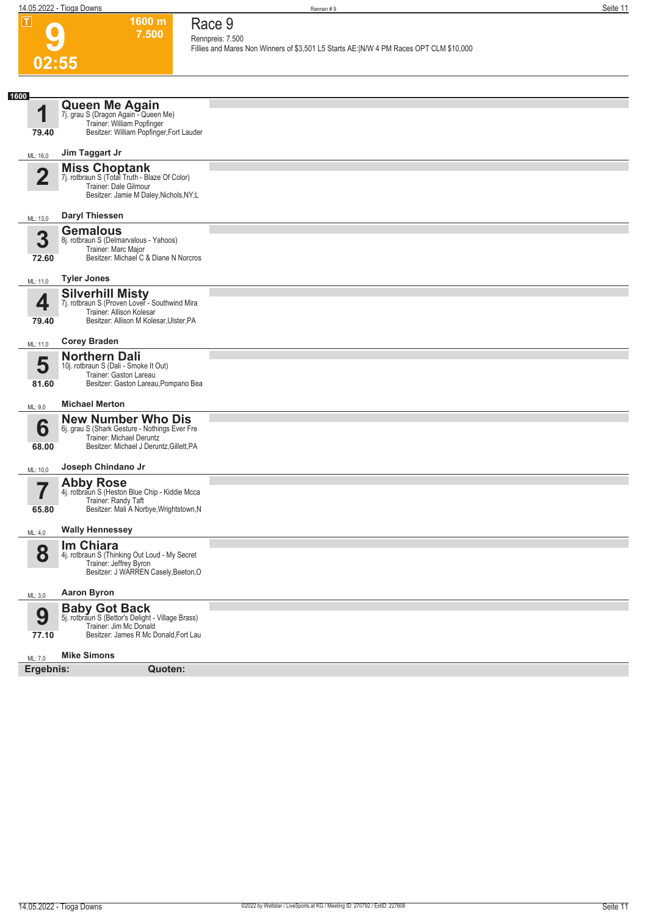# Race 9

**9** | **1600 m** | **7.500** | **02:55**

Rennpreis: 7.500

Fillies and Mares Non Winners of $3,501 L5 Starts AE:|N/W 4 PM Races OPT CLM $10,000

**1600**

| Nr. | Pferd | Angaben | Fahrer |
|---|---|---|---|
| 1 (79.40) | **Queen Me Again** | 7j. grau S (Dragon Again - Queen Me)<br>Trainer: William Popfinger<br>Besitzer: William Popfinger,Fort Lauder | ML: 16,0 — **Jim Taggart Jr** |
| 2 | **Miss Choptank** | 7j. rotbraun S (Total Truth - Blaze Of Color)<br>Trainer: Dale Gilmour<br>Besitzer: Jamie M Daley,Nichols,NY;L | ML: 13,0 — **Daryl Thiessen** |
| 3 (72.60) | **Gemalous** | 8j. rotbraun S (Delmarvalous - Yahoos)<br>Trainer: Marc Major<br>Besitzer: Michael C & Diane N Norcros | ML: 11,0 — **Tyler Jones** |
| 4 (79.40) | **Silverhill Misty** | 7j. rotbraun S (Proven Lover - Southwind Mira<br>Trainer: Allison Kolesar<br>Besitzer: Allison M Kolesar,Ulster,PA | ML: 11,0 — **Corey Braden** |
| 5 (81.60) | **Northern Dali** | 10j. rotbraun S (Dali - Smoke It Out)<br>Trainer: Gaston Lareau<br>Besitzer: Gaston Lareau,Pompano Bea | ML: 9,0 — **Michael Merton** |
| 6 (68.00) | **New Number Who Dis** | 6j. grau S (Shark Gesture - Nothings Ever Fre<br>Trainer: Michael Deruntz<br>Besitzer: Michael J Deruntz,Gillett,PA | ML: 10,0 — **Joseph Chindano Jr** |
| 7 (65.80) | **Abby Rose** | 4j. rotbraun S (Heston Blue Chip - Kiddie Mcca<br>Trainer: Randy Taft<br>Besitzer: Mali A Norbye,Wrightstown,N | ML: 4,0 — **Wally Hennessey** |
| 8 | **Im Chiara** | 4j. rotbraun S (Thinking Out Loud - My Secret<br>Trainer: Jeffrey Byron<br>Besitzer: J WARREN Casely,Beeton,O | ML: 3,0 — **Aaron Byron** |
| 9 (77.10) | **Baby Got Back** | 5j. rotbraun S (Bettor's Delight - Village Brass)<br>Trainer: Jim Mc Donald<br>Besitzer: James R Mc Donald,Fort Lau | ML: 7,0 — **Mike Simons** |

**Ergebnis:** **Quoten:**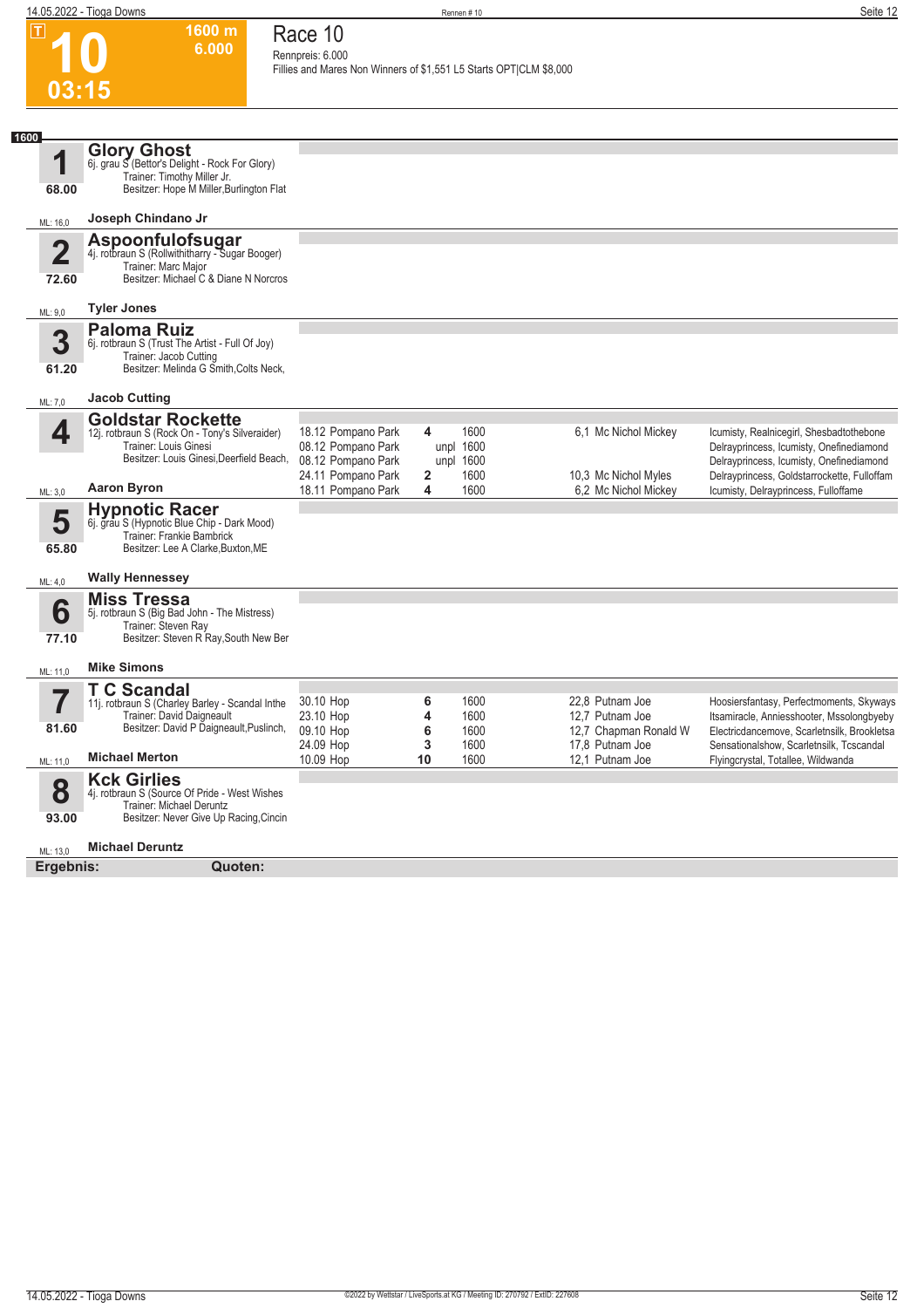# Race 10

**10** — 03:15 — 1600 m — 6.000

Rennpreis: 6.000
Fillies and Mares Non Winners of $1,551 L5 Starts OPT|CLM $8,000

**1600**

## 1 Glory Ghost
6j. grau S (Bettor's Delight - Rock For Glory)
Trainer: Timothy Miller Jr.
Besitzer: Hope M Miller,Burlington Flat
68.00
ML: 16,0 — **Joseph Chindano Jr**

## 2 Aspoonfulofsugar
4j. rotbraun S (Rollwithitharry - Sugar Booger)
Trainer: Marc Major
Besitzer: Michael C & Diane N Norcros
72.60
ML: 9,0 — **Tyler Jones**

## 3 Paloma Ruiz
6j. rotbraun S (Trust The Artist - Full Of Joy)
Trainer: Jacob Cutting
Besitzer: Melinda G Smith,Colts Neck,
61.20
ML: 7,0 — **Jacob Cutting**

## 4 Goldstar Rockette
12j. rotbraun S (Rock On - Tony's Silveraider)
Trainer: Louis Ginesi
Besitzer: Louis Ginesi,Deerfield Beach,
ML: 3,0 — **Aaron Byron**

| Datum | Bahn | Platz | Distanz | Quote | Fahrer | Einlauf |
|---|---|---|---|---|---|---|
| 18.12 | Pompano Park | 4 | 1600 | 6,1 | Mc Nichol Mickey | Icumisty, Realnicegirl, Shesbadtothebone |
| 08.12 | Pompano Park | unpl | 1600 | | | Delrayprincess, Icumisty, Onefinediamond |
| 08.12 | Pompano Park | unpl | 1600 | | | Delrayprincess, Icumisty, Onefinediamond |
| 24.11 | Pompano Park | 2 | 1600 | 10,3 | Mc Nichol Myles | Delrayprincess, Goldstarrockette, Fulloffam |
| 18.11 | Pompano Park | 4 | 1600 | 6,2 | Mc Nichol Mickey | Icumisty, Delrayprincess, Fulloffame |

## 5 Hypnotic Racer
6j. grau S (Hypnotic Blue Chip - Dark Mood)
Trainer: Frankie Bambrick
Besitzer: Lee A Clarke,Buxton,ME
65.80
ML: 4,0 — **Wally Hennessey**

## 6 Miss Tressa
5j. rotbraun S (Big Bad John - The Mistress)
Trainer: Steven Ray
Besitzer: Steven R Ray,South New Ber
77.10
ML: 11,0 — **Mike Simons**

## 7 T C Scandal
11j. rotbraun S (Charley Barley - Scandal Inthe
Trainer: David Daigneault
Besitzer: David P Daigneault,Puslinch,
81.60
ML: 11,0 — **Michael Merton**

| Datum | Bahn | Platz | Distanz | Quote | Fahrer | Einlauf |
|---|---|---|---|---|---|---|
| 30.10 | Hop | 6 | 1600 | 22,8 | Putnam Joe | Hoosiersfantasy, Perfectmoments, Skyways |
| 23.10 | Hop | 4 | 1600 | 12,7 | Putnam Joe | Itsamiracle, Anniesshooter, Mssolongbyeby |
| 09.10 | Hop | 6 | 1600 | 12,7 | Chapman Ronald W | Electricdancemove, Scarletnsilk, Brookletsa |
| 24.09 | Hop | 3 | 1600 | 17,8 | Putnam Joe | Sensationalshow, Scarletnsilk, Tcscandal |
| 10.09 | Hop | 10 | 1600 | 12,1 | Putnam Joe | Flyingcrystal, Totallee, Wildwanda |

## 8 Kck Girlies
4j. rotbraun S (Source Of Pride - West Wishes
Trainer: Michael Deruntz
Besitzer: Never Give Up Racing,Cincin
93.00
ML: 13,0 — **Michael Deruntz**

**Ergebnis:** **Quoten:**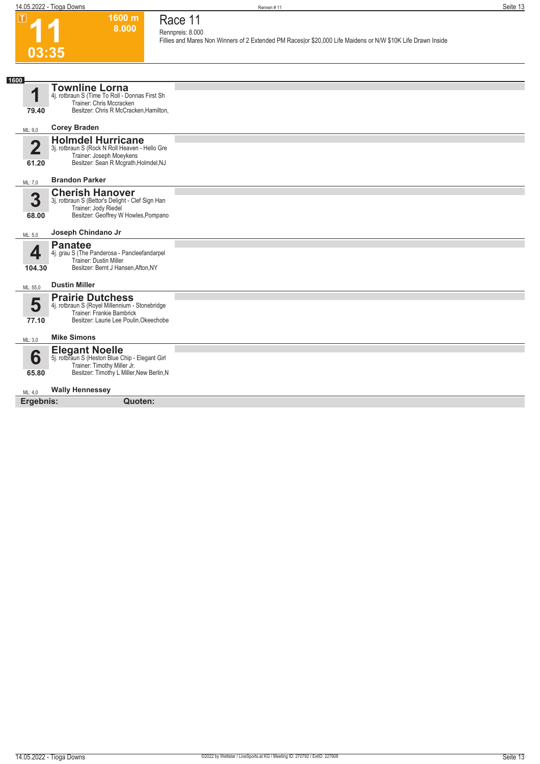T

# 11

1600 m
8.000

03:35

## Race 11

Rennpreis: 8.000

Fillies and Mares Non Winners of 2 Extended PM Races|or $20,000 Life Maidens or N/W $10K Life Drawn Inside

1600

**1** — 79.40 — ML: 9,0
**Townline Lorna**
4j. rotbraun S (Time To Roll - Donnas First Sh
Trainer: Chris Mccracken
Besitzer: Chris R McCracken,Hamilton,
**Corey Braden**

**2** — 61.20 — ML: 7,0
**Holmdel Hurricane**
3j. rotbraun S (Rock N Roll Heaven - Hello Gre
Trainer: Joseph Moeykens
Besitzer: Sean R Mcgrath,Holmdel,NJ
**Brandon Parker**

**3** — 68.00 — ML: 5,0
**Cherish Hanover**
3j. rotbraun S (Bettor's Delight - Clef Sign Han
Trainer: Jody Riedel
Besitzer: Geoffrey W Howles,Pompano
**Joseph Chindano Jr**

**4** — 104.30 — ML: 55,0
**Panatee**
4j. grau S (The Panderosa - Pancleefandarpel
Trainer: Dustin Miller
Besitzer: Bernt J Hansen,Afton,NY
**Dustin Miller**

**5** — 77.10 — ML: 3,0
**Prairie Dutchess**
4j. rotbraun S (Royel Millennium - Stonebridge
Trainer: Frankie Bambrick
Besitzer: Laurie Lee Poulin,Okeechobe
**Mike Simons**

**6** — 65.80 — ML: 4,0
**Elegant Noelle**
5j. rotbraun S (Heston Blue Chip - Elegant Girl
Trainer: Timothy Miller Jr.
Besitzer: Timothy L Miller,New Berlin,N
**Wally Hennessey**

**Ergebnis:** **Quoten:**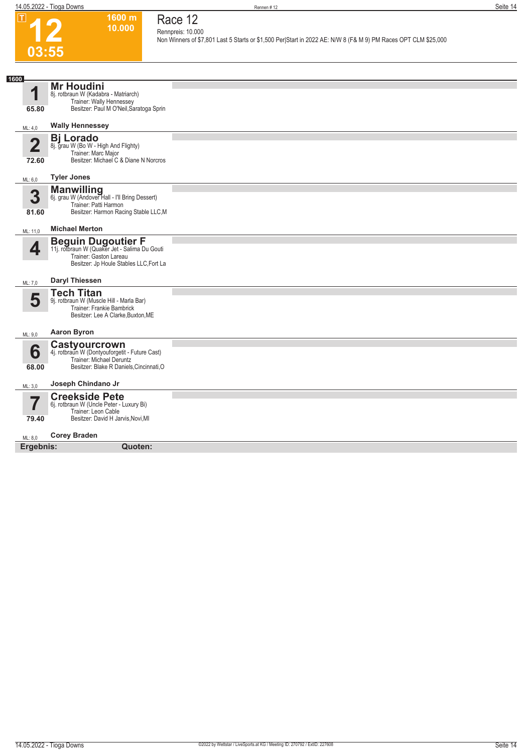# 12

**1600 m**
**10.000**

**03:55**

## Race 12

Rennpreis: 10.000

Non Winners of $7,801 Last 5 Starts or $1,500 Per|Start in 2022 AE: N/W 8 (F& M 9) PM Races OPT CLM $25,000

**1600**

**1** — **Mr Houdini**
8j. rotbraun W (Kadabra - Matriarch)
Trainer: Wally Hennessey
Besitzer: Paul M O'Neil,Saratoga Sprin
65.80
ML: 4,0 — **Wally Hennessey**

**2** — **Bj Lorado**
8j. grau W (Bo W - High And Flighty)
Trainer: Marc Major
Besitzer: Michael C & Diane N Norcros
72.60
ML: 6,0 — **Tyler Jones**

**3** — **Manwilling**
6j. grau W (Andover Hall - I'll Bring Dessert)
Trainer: Patti Harmon
Besitzer: Harmon Racing Stable LLC,M
81.60
ML: 11,0 — **Michael Merton**

**4** — **Beguin Dugoutier F**
11j. rotbraun W (Quaker Jet - Salima Du Gouti
Trainer: Gaston Lareau
Besitzer: Jp Houle Stables LLC,Fort La
ML: 7,0 — **Daryl Thiessen**

**5** — **Tech Titan**
9j. rotbraun W (Muscle Hill - Marla Bar)
Trainer: Frankie Bambrick
Besitzer: Lee A Clarke,Buxton,ME
ML: 9,0 — **Aaron Byron**

**6** — **Castyourcrown**
4j. rotbraun W (Dontyouforgetit - Future Cast)
Trainer: Michael Deruntz
Besitzer: Blake R Daniels,Cincinnati,O
68.00
ML: 3,0 — **Joseph Chindano Jr**

**7** — **Creekside Pete**
6j. rotbraun W (Uncle Peter - Luxury Bi)
Trainer: Leon Cable
Besitzer: David H Jarvis,Novi,MI
79.40
ML: 8,0 — **Corey Braden**

**Ergebnis:** **Quoten:**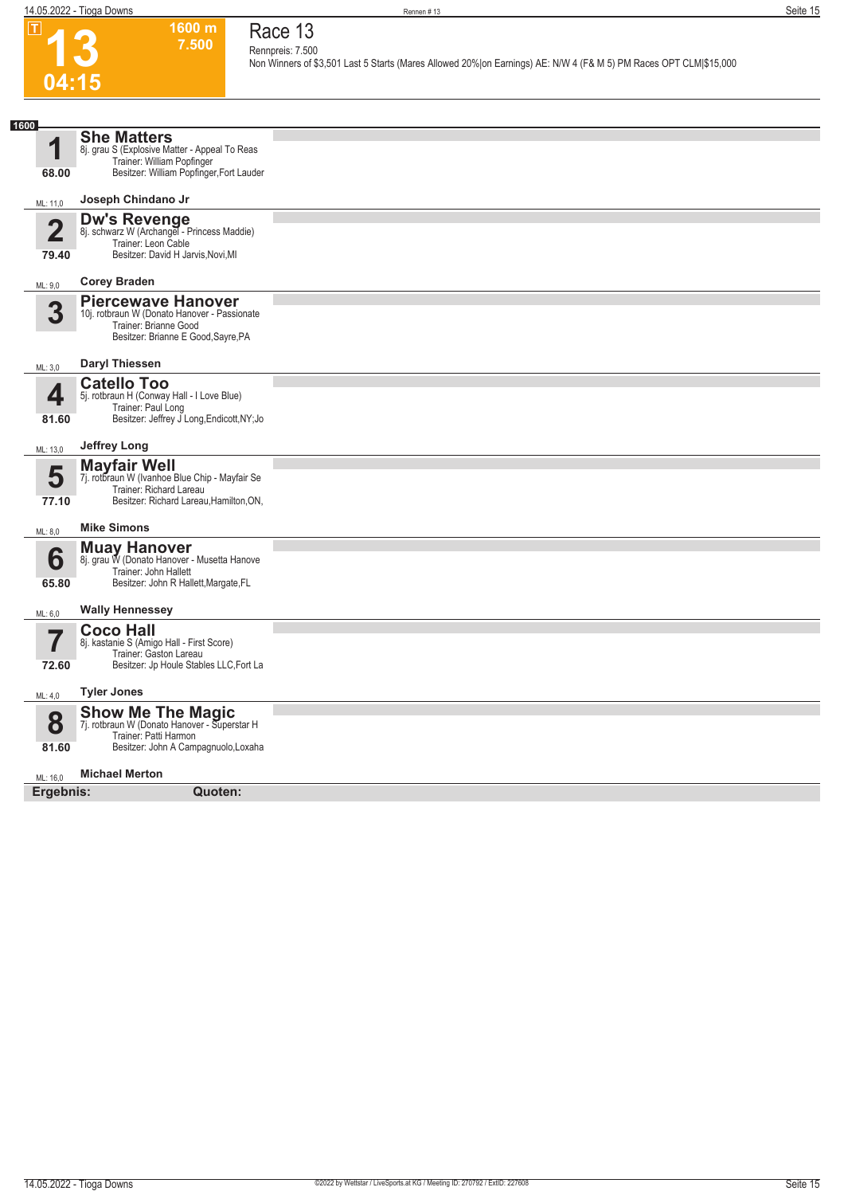# 13

**1600 m**
**7.500**

**04:15**

## Race 13

Rennpreis: 7.500

Non Winners of $3,501 Last 5 Starts (Mares Allowed 20%|on Earnings) AE: N/W 4 (F& M 5) PM Races OPT CLM|$15,000

**1600**

**1** **She Matters**
8j. grau S (Explosive Matter - Appeal To Reas
Trainer: William Popfinger
Besitzer: William Popfinger,Fort Lauder
68.00
ML: 11,0 **Joseph Chindano Jr**

**2** **Dw's Revenge**
8j. schwarz W (Archangel - Princess Maddie)
Trainer: Leon Cable
Besitzer: David H Jarvis,Novi,MI
79.40
ML: 9,0 **Corey Braden**

**3** **Piercewave Hanover**
10j. rotbraun W (Donato Hanover - Passionate
Trainer: Brianne Good
Besitzer: Brianne E Good,Sayre,PA
ML: 3,0 **Daryl Thiessen**

**4** **Catello Too**
5j. rotbraun H (Conway Hall - I Love Blue)
Trainer: Paul Long
Besitzer: Jeffrey J Long,Endicott,NY;Jo
81.60
ML: 13,0 **Jeffrey Long**

**5** **Mayfair Well**
7j. rotbraun W (Ivanhoe Blue Chip - Mayfair Se
Trainer: Richard Lareau
Besitzer: Richard Lareau,Hamilton,ON,
77.10
ML: 8,0 **Mike Simons**

**6** **Muay Hanover**
8j. grau W (Donato Hanover - Musetta Hanove
Trainer: John Hallett
Besitzer: John R Hallett,Margate,FL
65.80
ML: 6,0 **Wally Hennessey**

**7** **Coco Hall**
8j. kastanie S (Amigo Hall - First Score)
Trainer: Gaston Lareau
Besitzer: Jp Houle Stables LLC,Fort La
72.60
ML: 4,0 **Tyler Jones**

**8** **Show Me The Magic**
7j. rotbraun W (Donato Hanover - Superstar H
Trainer: Patti Harmon
Besitzer: John A Campagnuolo,Loxaha
81.60
ML: 16,0 **Michael Merton**

**Ergebnis:** **Quoten:**